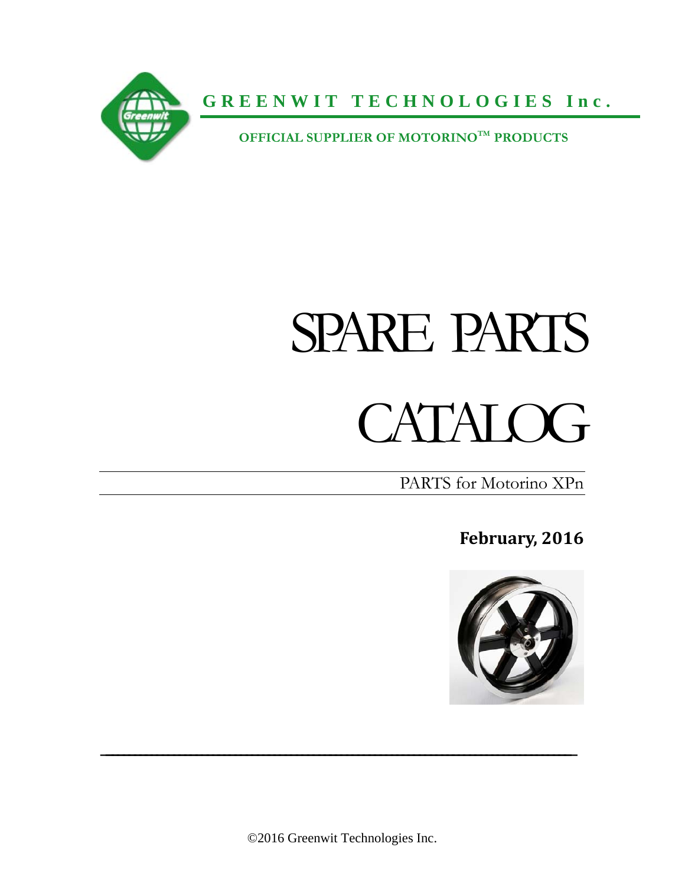**GREENWIT TECHNOLOGIES Inc.**

**OFFICIAL SUPPLIER OF MOTORINO™ PRODUCTS**

# SPARE PARTS CATALOG

PARTS for Motorino XPn

**February, 2016**

©2016 Greenwit Technologies Inc.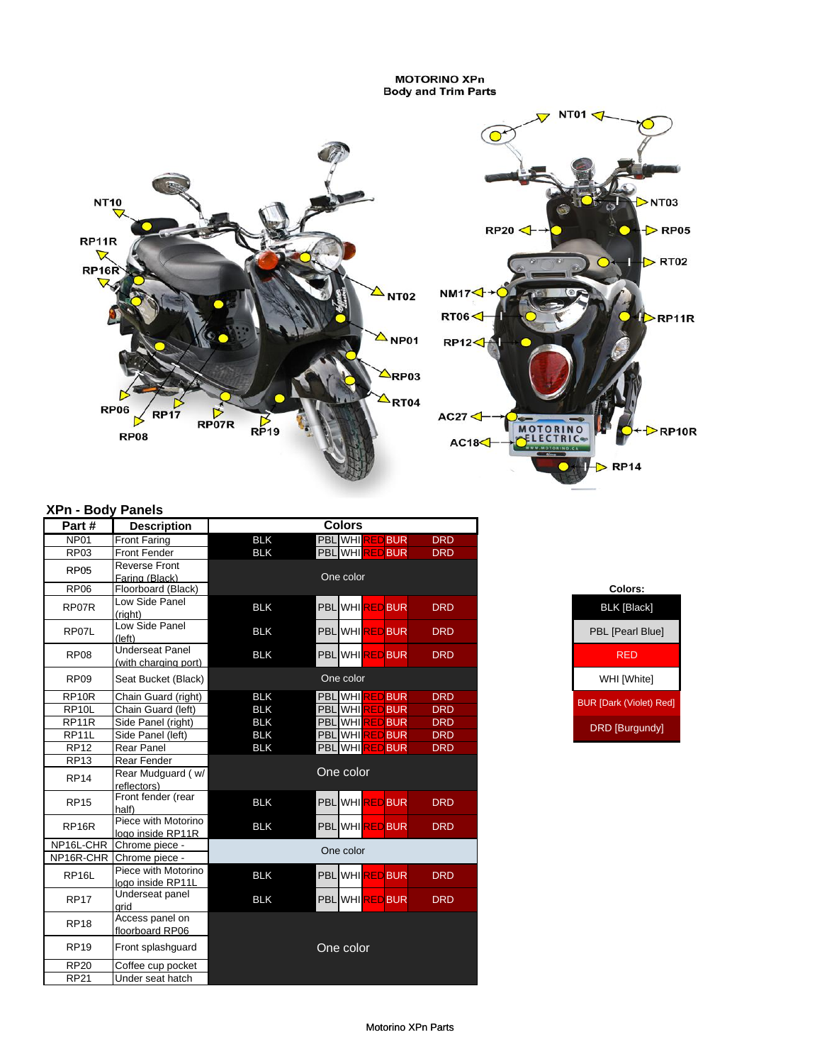## MOTORINO XPn
### Body and Trim Parts

NT01, NT10, RP11R, RP16R, NT02, NP01, RP03, RT04, RP06, RP17, RP07R, RP19, RP08, NT03, RP20, RP05, RT02, NM17, RT06, RP11R, RP12, AC27, AC18, RP10R, RP14

### XPn - Body Panels

| Part # | Description | Colors | | | | | |
|---|---|---|---|---|---|---|---|
| NP01 | Front Faring | BLK | PBL | WHI | RED | BUR | DRD |
| RP03 | Front Fender | BLK | PBL | WHI | RED | BUR | DRD |
| RP05 | Reverse Front Faring (Black) | One color | | | | | |
| RP06 | Floorboard (Black) | One color | | | | | |
| RP07R | Low Side Panel (right) | BLK | PBL | WHI | RED | BUR | DRD |
| RP07L | Low Side Panel (left) | BLK | PBL | WHI | RED | BUR | DRD |
| RP08 | Underseat Panel (with charging port) | BLK | PBL | WHI | RED | BUR | DRD |
| RP09 | Seat Bucket (Black) | One color | | | | | |
| RP10R | Chain Guard (right) | BLK | PBL | WHI | RED | BUR | DRD |
| RP10L | Chain Guard (left) | BLK | PBL | WHI | RED | BUR | DRD |
| RP11R | Side Panel (right) | BLK | PBL | WHI | RED | BUR | DRD |
| RP11L | Side Panel (left) | BLK | PBL | WHI | RED | BUR | DRD |
| RP12 | Rear Panel | BLK | PBL | WHI | RED | BUR | DRD |
| RP13 | Rear Fender | One color | | | | | |
| RP14 | Rear Mudguard ( w/ reflectors) | One color | | | | | |
| RP15 | Front fender (rear half) | BLK | PBL | WHI | RED | BUR | DRD |
| RP16R | Piece with Motorino logo inside RP11R | BLK | PBL | WHI | RED | BUR | DRD |
| NP16L-CHR | Chrome piece - | One color | | | | | |
| NP16R-CHR | Chrome piece - | One color | | | | | |
| RP16L | Piece with Motorino logo inside RP11L | BLK | PBL | WHI | RED | BUR | DRD |
| RP17 | Underseat panel grid | BLK | PBL | WHI | RED | BUR | DRD |
| RP18 | Access panel on floorboard RP06 | One color | | | | | |
| RP19 | Front splashguard | One color | | | | | |
| RP20 | Coffee cup pocket | One color | | | | | |
| RP21 | Under seat hatch | One color | | | | | |

| Colors: |
|---|
| BLK [Black] |
| PBL [Pearl Blue] |
| RED |
| WHI [White] |
| BUR [Dark (Violet) Red] |
| DRD [Burgundy] |

Motorino XPn Parts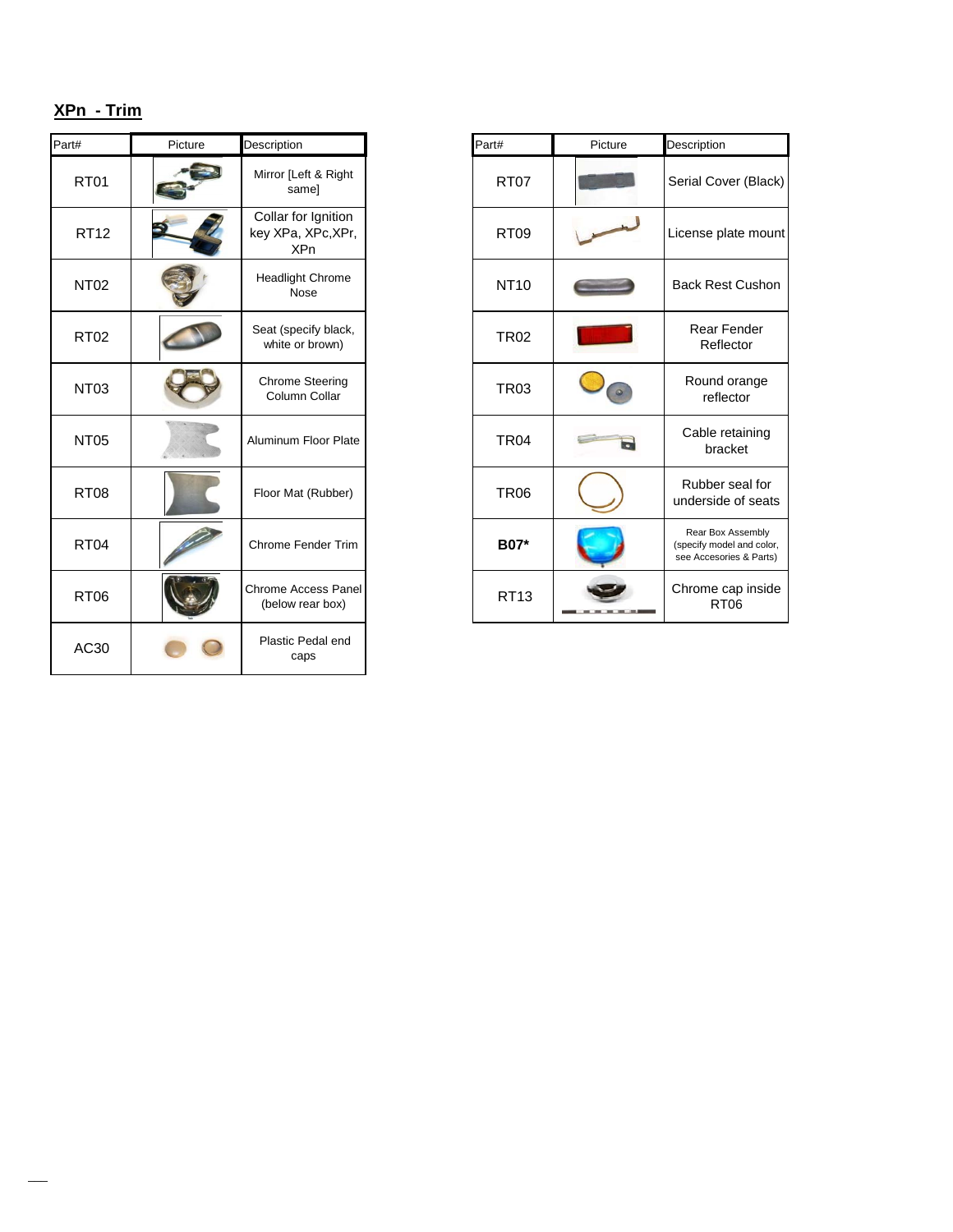## XPn - Trim

| Part# | Picture | Description |
| --- | --- | --- |
| RT01 | | Mirror [Left & Right same] |
| RT12 | | Collar for Ignition key XPa, XPc,XPr, XPn |
| NT02 | | Headlight Chrome Nose |
| RT02 | | Seat (specify black, white or brown) |
| NT03 | | Chrome Steering Column Collar |
| NT05 | | Aluminum Floor Plate |
| RT08 | | Floor Mat (Rubber) |
| RT04 | | Chrome Fender Trim |
| RT06 | | Chrome Access Panel (below rear box) |
| AC30 | | Plastic Pedal end caps |

| Part# | Picture | Description |
| --- | --- | --- |
| RT07 | | Serial Cover (Black) |
| RT09 | | License plate mount |
| NT10 | | Back Rest Cushon |
| TR02 | | Rear Fender Reflector |
| TR03 | | Round orange reflector |
| TR04 | | Cable retaining bracket |
| TR06 | | Rubber seal for underside of seats |
| **B07*** | | Rear Box Assembly (specify model and color, see Accesories & Parts) |
| RT13 | | Chrome cap inside RT06 |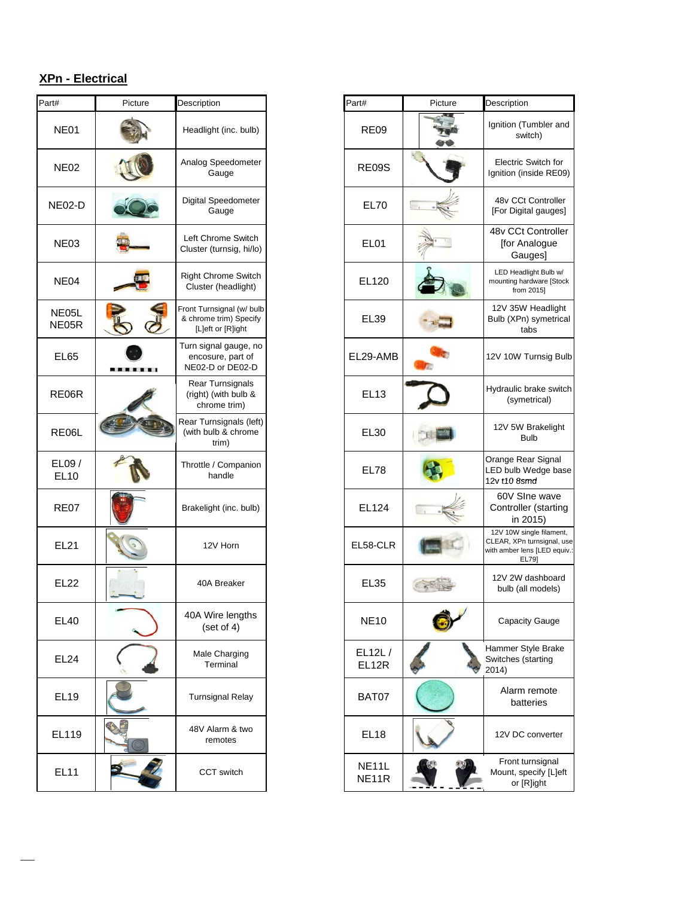## XPn - Electrical

| Part# | Picture | Description |
|---|---|---|
| NE01 | | Headlight (inc. bulb) |
| NE02 | | Analog Speedometer Gauge |
| NE02-D | | Digital Speedometer Gauge |
| NE03 | | Left Chrome Switch Cluster (turnsig, hi/lo) |
| NE04 | | Right Chrome Switch Cluster (headlight) |
| NE05L NE05R | | Front Turnsignal (w/ bulb & chrome trim) Specify [L]eft or [R]ight |
| EL65 | | Turn signal gauge, no encosure, part of NE02-D or DE02-D |
| RE06R | | Rear Turnsignals (right) (with bulb & chrome trim) |
| RE06L | | Rear Turnsignals (left) (with bulb & chrome trim) |
| EL09 / EL10 | | Throttle / Companion handle |
| RE07 | | Brakelight (inc. bulb) |
| EL21 | | 12V Horn |
| EL22 | | 40A Breaker |
| EL40 | | 40A Wire lengths (set of 4) |
| EL24 | | Male Charging Terminal |
| EL19 | | Turnsignal Relay |
| EL119 | | 48V Alarm & two remotes |
| EL11 | | CCT switch |

| Part# | Picture | Description |
|---|---|---|
| RE09 | | Ignition (Tumbler and switch) |
| RE09S | | Electric Switch for Ignition (inside RE09) |
| EL70 | | 48v CCt Controller [For Digital gauges] |
| EL01 | | 48v CCt Controller [for Analogue Gauges] |
| EL120 | | LED Headlight Bulb w/ mounting hardware [Stock from 2015] |
| EL39 | | 12V 35W Headlight Bulb (XPn) symetrical tabs |
| EL29-AMB | | 12V 10W Turnsig Bulb |
| EL13 | | Hydraulic brake switch (symetrical) |
| EL30 | | 12V 5W Brakelight Bulb |
| EL78 | | Orange Rear Signal LED bulb Wedge base 12v *t10 8smd* |
| EL124 | | 60V SIne wave Controller (starting in 2015) |
| EL58-CLR | | 12V 10W single filament, CLEAR, XPn turnsignal, use with amber lens [LED equiv.: EL79] |
| EL35 | | 12V 2W dashboard bulb (all models) |
| NE10 | | Capacity Gauge |
| EL12L / EL12R | | Hammer Style Brake Switches (starting 2014) |
| BAT07 | | Alarm remote batteries |
| EL18 | | 12V DC converter |
| NE11L NE11R | | Front turnsignal Mount, specify [L]eft or [R]ight |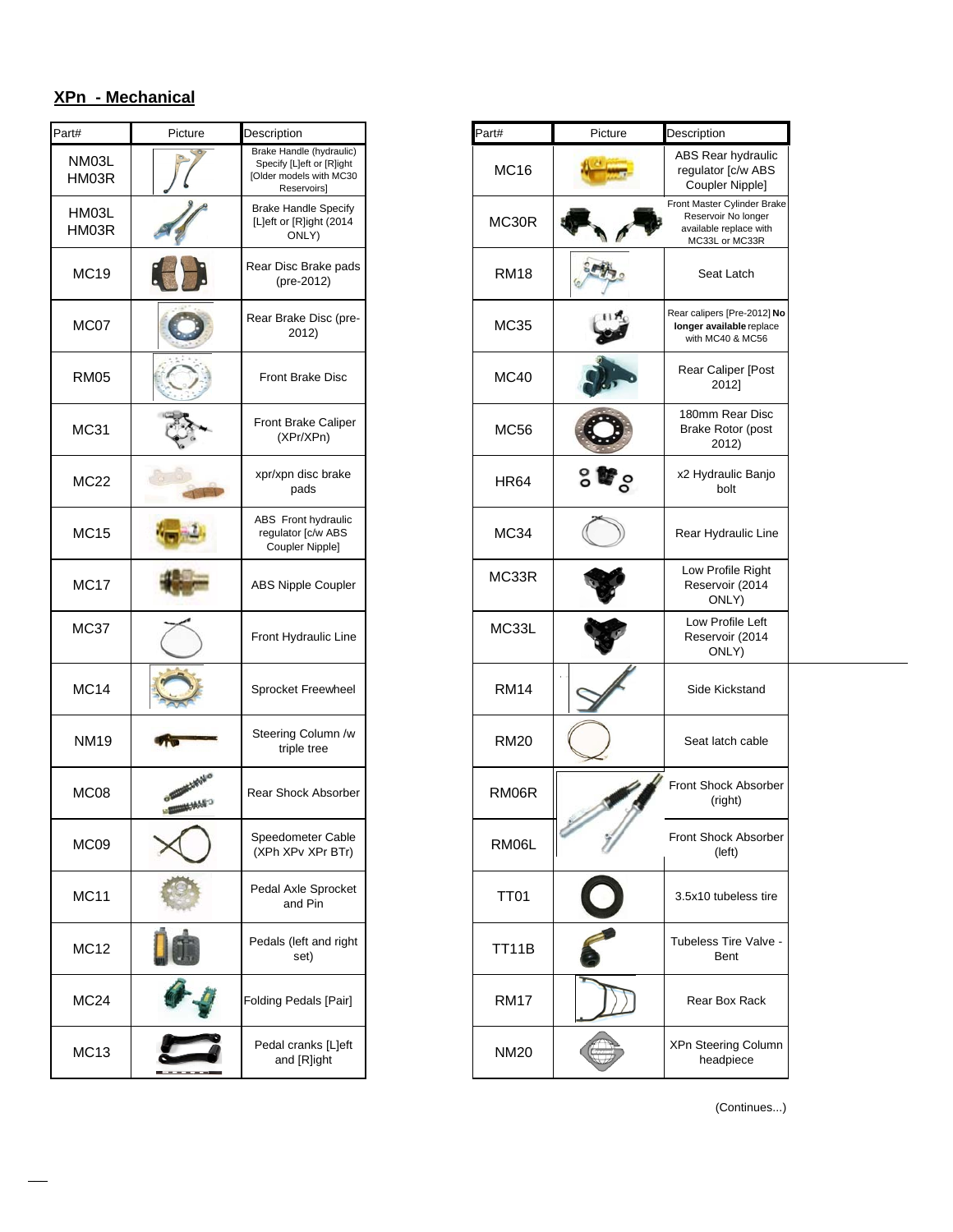## XPn - Mechanical

| Part# | Picture | Description |
|---|---|---|
| NM03L HM03R | | Brake Handle (hydraulic) Specify [L]eft or [R]ight [Older models with MC30 Reservoirs] |
| HM03L HM03R | | Brake Handle Specify [L]eft or [R]ight (2014 ONLY) |
| MC19 | | Rear Disc Brake pads (pre-2012) |
| MC07 | | Rear Brake Disc (pre-2012) |
| RM05 | | Front Brake Disc |
| MC31 | | Front Brake Caliper (XPr/XPn) |
| MC22 | | xpr/xpn disc brake pads |
| MC15 | | ABS Front hydraulic regulator [c/w ABS Coupler Nipple] |
| MC17 | | ABS Nipple Coupler |
| MC37 | | Front Hydraulic Line |
| MC14 | | Sprocket Freewheel |
| NM19 | | Steering Column /w triple tree |
| MC08 | | Rear Shock Absorber |
| MC09 | | Speedometer Cable (XPh XPv XPr BTr) |
| MC11 | | Pedal Axle Sprocket and Pin |
| MC12 | | Pedals (left and right set) |
| MC24 | | Folding Pedals [Pair] |
| MC13 | | Pedal cranks [L]eft and [R]ight |

| Part# | Picture | Description |
|---|---|---|
| MC16 | | ABS Rear hydraulic regulator [c/w ABS Coupler Nipple] |
| MC30R | | Front Master Cylinder Brake Reservoir No longer available replace with MC33L or MC33R |
| RM18 | | Seat Latch |
| MC35 | | Rear calipers [Pre-2012] **No longer available** replace with MC40 & MC56 |
| MC40 | | Rear Caliper [Post 2012] |
| MC56 | | 180mm Rear Disc Brake Rotor (post 2012) |
| HR64 | | x2 Hydraulic Banjo bolt |
| MC34 | | Rear Hydraulic Line |
| MC33R | | Low Profile Right Reservoir (2014 ONLY) |
| MC33L | | Low Profile Left Reservoir (2014 ONLY) |
| RM14 | | Side Kickstand |
| RM20 | | Seat latch cable |
| RM06R | | Front Shock Absorber (right) |
| RM06L | | Front Shock Absorber (left) |
| TT01 | | 3.5x10 tubeless tire |
| TT11B | | Tubeless Tire Valve - Bent |
| RM17 | | Rear Box Rack |
| NM20 | | XPn Steering Column headpiece |

(Continues...)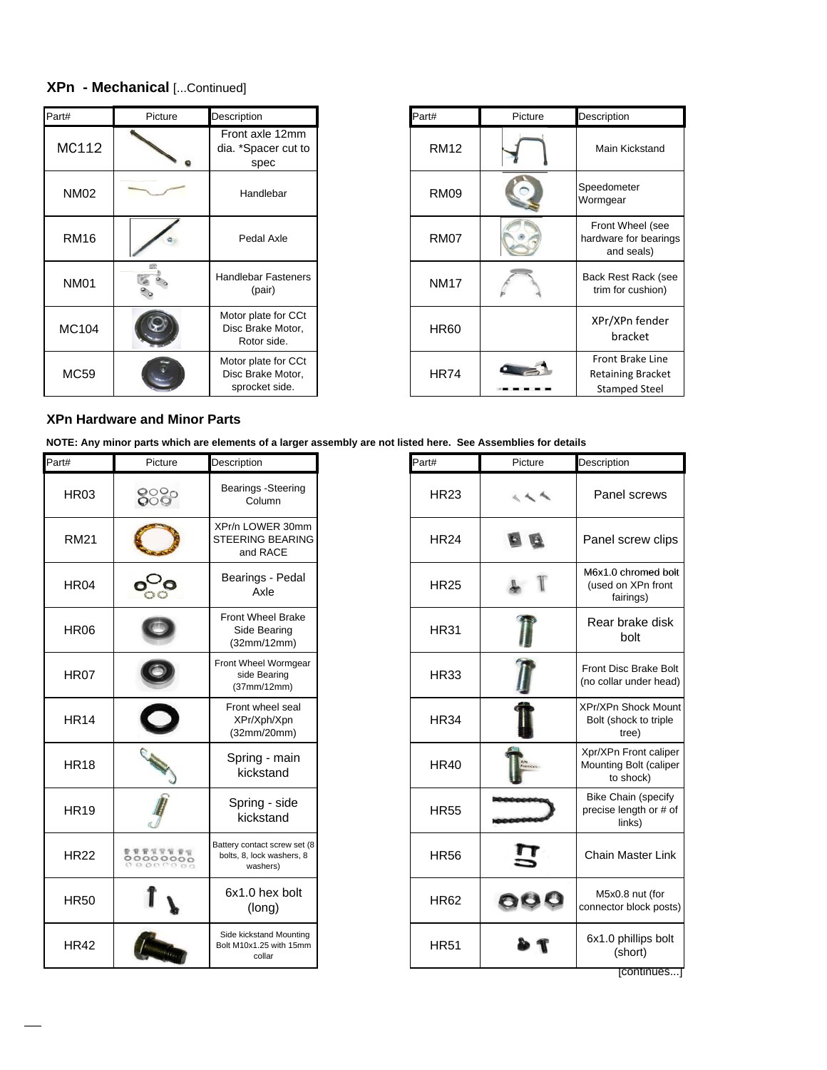## XPn - Mechanical [...Continued]

| Part# | Picture | Description |
|---|---|---|
| MC112 | | Front axle 12mm dia. *Spacer cut to spec |
| NM02 | | Handlebar |
| RM16 | | Pedal Axle |
| NM01 | | Handlebar Fasteners (pair) |
| MC104 | | Motor plate for CCt Disc Brake Motor, Rotor side. |
| MC59 | | Motor plate for CCt Disc Brake Motor, sprocket side. |
| RM12 | | Main Kickstand |
| RM09 | | Speedometer Wormgear |
| RM07 | | Front Wheel (see hardware for bearings and seals) |
| NM17 | | Back Rest Rack (see trim for cushion) |
| HR60 | | XPr/XPn fender bracket |
| HR74 | | Front Brake Line Retaining Bracket Stamped Steel |

### XPn Hardware and Minor Parts

**NOTE: Any minor parts which are elements of a larger assembly are not listed here. See Assemblies for details**

| Part# | Picture | Description |
|---|---|---|
| HR03 | | Bearings -Steering Column |
| RM21 | | XPr/n LOWER 30mm STEERING BEARING and RACE |
| HR04 | | Bearings - Pedal Axle |
| HR06 | | Front Wheel Brake Side Bearing (32mm/12mm) |
| HR07 | | Front Wheel Wormgear side Bearing (37mm/12mm) |
| HR14 | | Front wheel seal XPr/Xph/Xpn (32mm/20mm) |
| HR18 | | Spring - main kickstand |
| HR19 | | Spring - side kickstand |
| HR22 | | Battery contact screw set (8 bolts, 8, lock washers, 8 washers) |
| HR50 | | 6x1.0 hex bolt (long) |
| HR42 | | Side kickstand Mounting Bolt M10x1.25 with 15mm collar |
| HR23 | | Panel screws |
| HR24 | | Panel screw clips |
| HR25 | | M6x1.0 chromed bolt (used on XPn front fairings) |
| HR31 | | Rear brake disk bolt |
| HR33 | | Front Disc Brake Bolt (no collar under head) |
| HR34 | | XPr/XPn Shock Mount Bolt (shock to triple tree) |
| HR40 | | Xpr/XPn Front caliper Mounting Bolt (caliper to shock) |
| HR55 | | Bike Chain (specify precise length or # of links) |
| HR56 | | Chain Master Link |
| HR62 | | M5x0.8 nut (for connector block posts) |
| HR51 | | 6x1.0 phillips bolt (short) |

[continues...]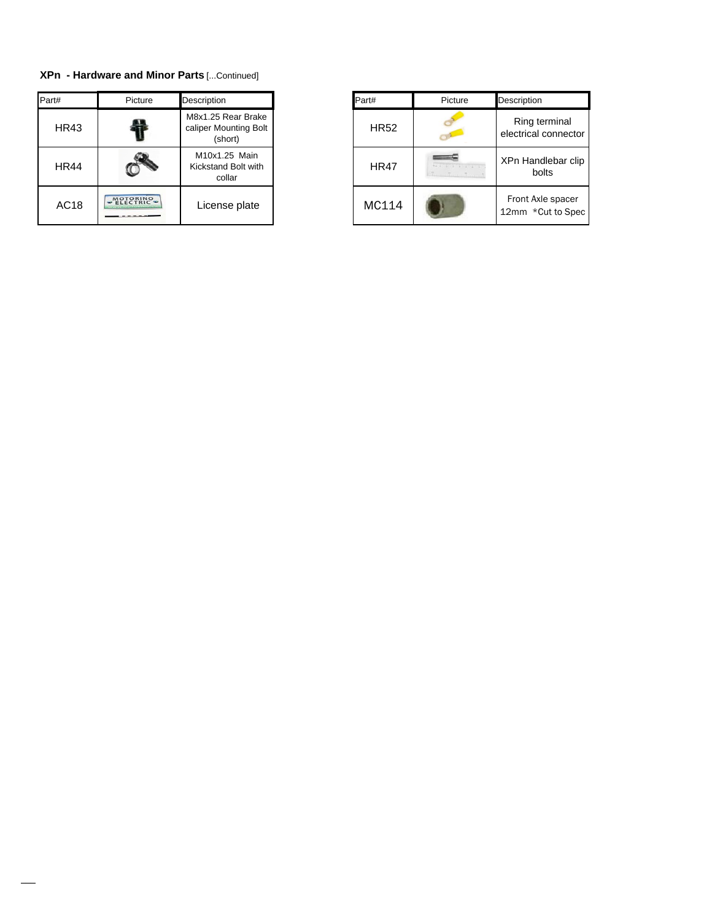**XPn - Hardware and Minor Parts** [...Continued]

| Part# | Picture | Description |
|---|---|---|
| HR43 | | M8x1.25 Rear Brake caliper Mounting Bolt (short) |
| HR44 | | M10x1.25 Main Kickstand Bolt with collar |
| AC18 | | License plate |

| Part# | Picture | Description |
|---|---|---|
| HR52 | | Ring terminal electrical connector |
| HR47 | | XPn Handlebar clip bolts |
| MC114 | | Front Axle spacer 12mm *Cut to Spec |